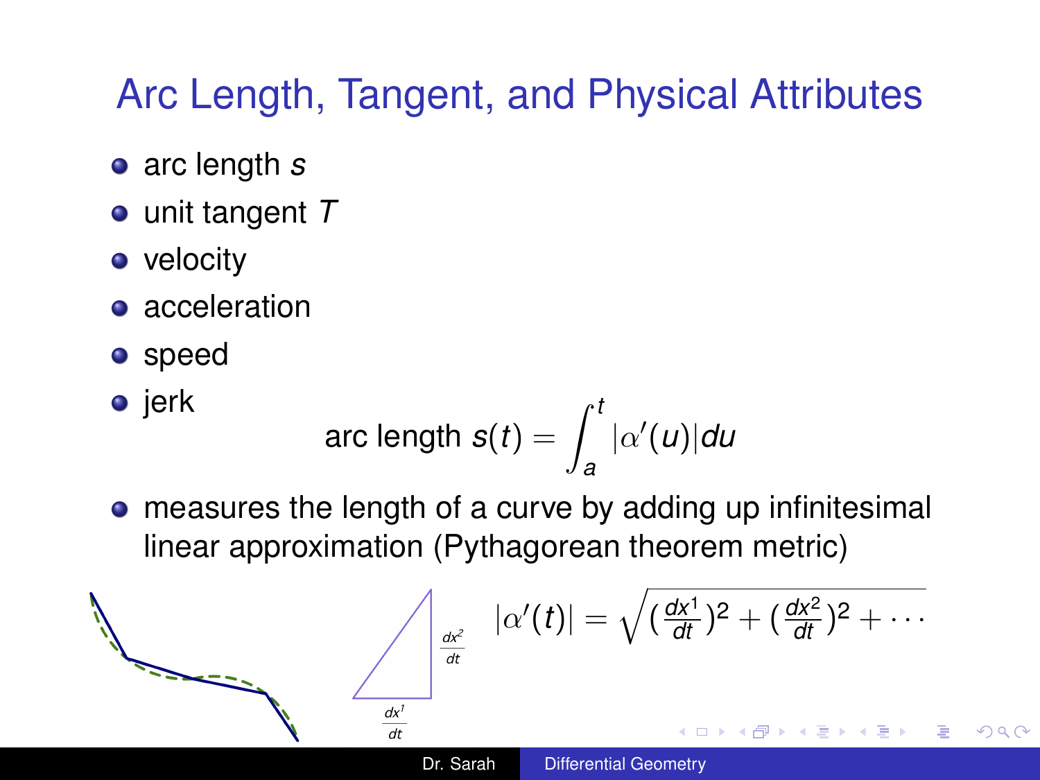# Arc Length, Tangent, and Physical Attributes

- arc length $s$
- unit tangent $T$
- velocity
- acceleration
- speed
- jerk

$$\text{arc length } s(t) = \int_a^t |\alpha'(u)| du$$

- measures the length of a curve by adding up infinitesimal linear approximation (Pythagorean theorem metric)

$\frac{dx^2}{dt}$

$\frac{dx^1}{dt}$

$$|\alpha'(t)| = \sqrt{(\frac{dx^1}{dt})^2 + (\frac{dx^2}{dt})^2 + \cdots}$$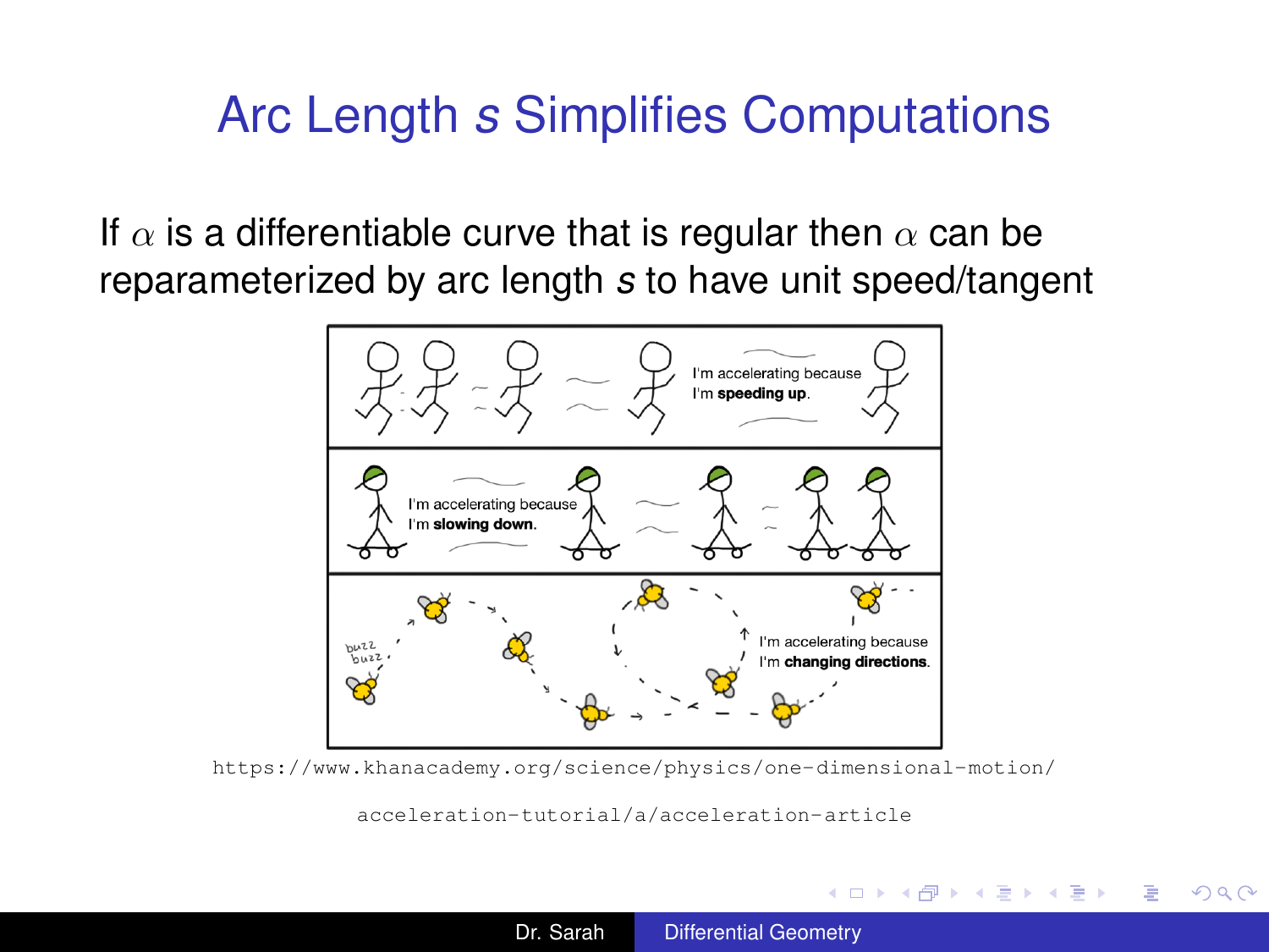# Arc Length *s* Simplifies Computations

If $\alpha$ is a differentiable curve that is regular then $\alpha$ can be reparameterized by arc length *s* to have unit speed/tangent

https://www.khanacademy.org/science/physics/one-dimensional-motion/acceleration-tutorial/a/acceleration-article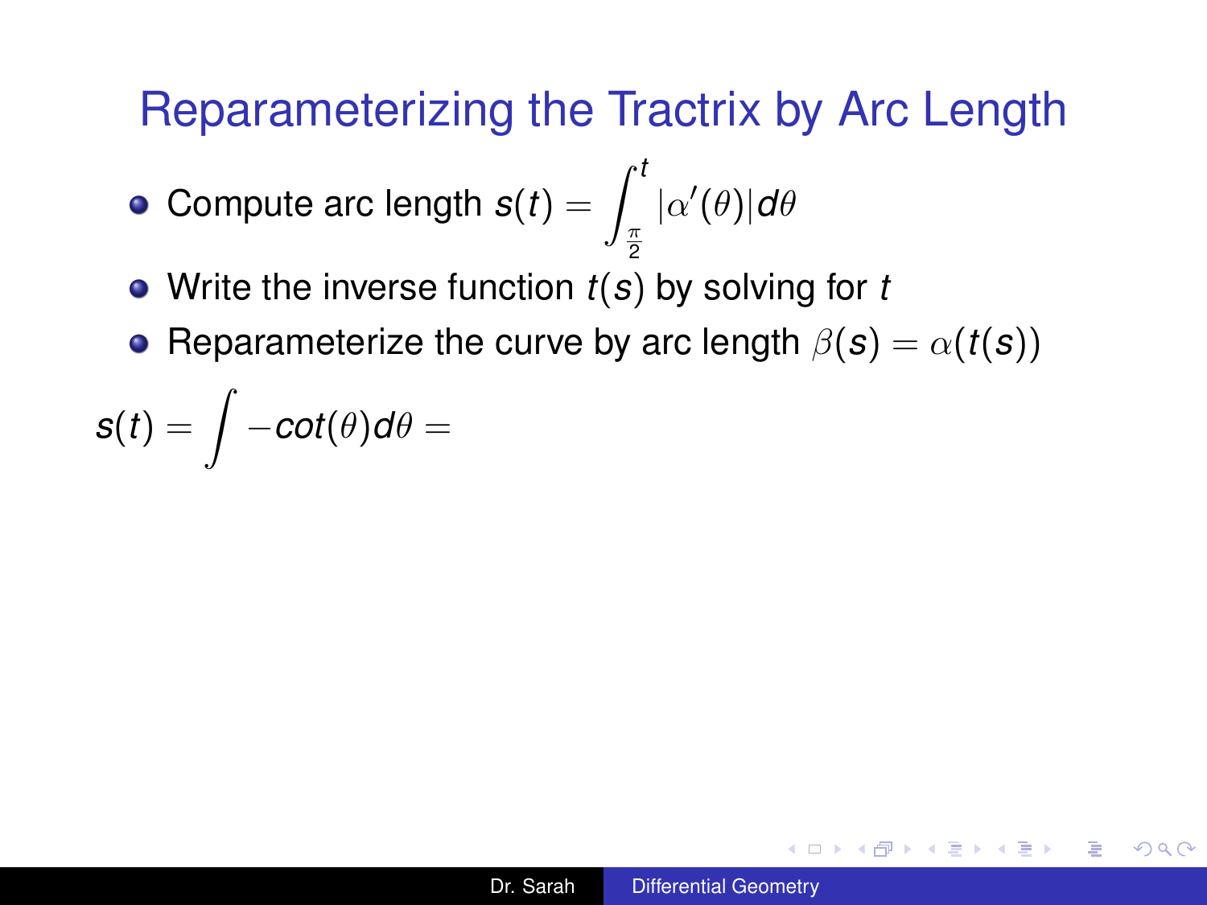# Reparameterizing the Tractrix by Arc Length

- Compute arc length $s(t) = \int_{\frac{\pi}{2}}^{t} |\alpha'(\theta)| d\theta$
- Write the inverse function $t(s)$ by solving for $t$
- Reparameterize the curve by arc length $\beta(s) = \alpha(t(s))$

$$s(t) = \int -cot(\theta) d\theta =$$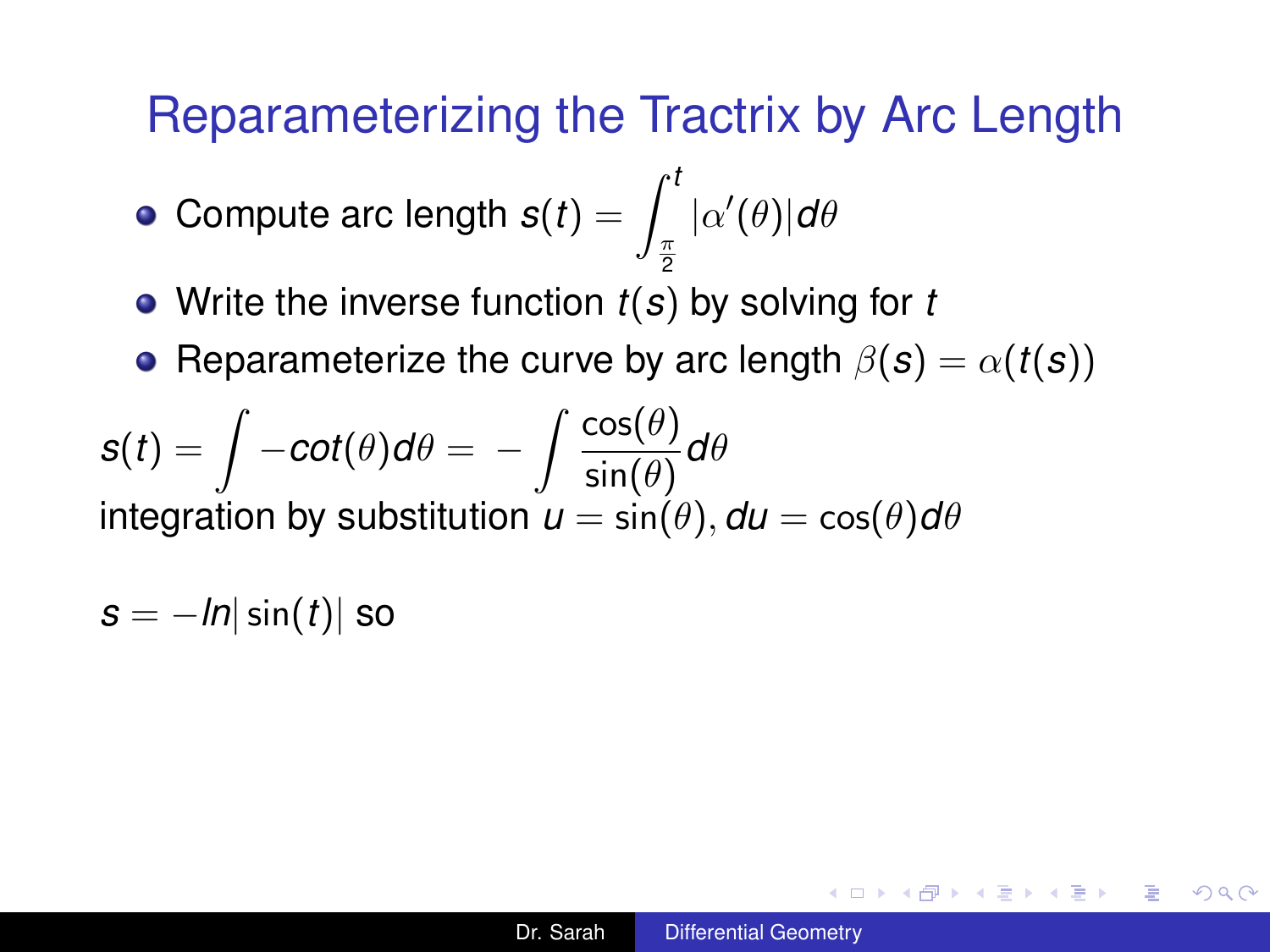# Reparameterizing the Tractrix by Arc Length

- Compute arc length $s(t) = \int_{\frac{\pi}{2}}^{t} |\alpha'(\theta)| d\theta$
- Write the inverse function $t(s)$ by solving for $t$
- Reparameterize the curve by arc length $\beta(s) = \alpha(t(s))$

$$s(t) = \int -cot(\theta) d\theta = -\int \frac{\cos(\theta)}{\sin(\theta)} d\theta$$

integration by substitution $u = \sin(\theta), du = \cos(\theta) d\theta$

$s = -ln|\sin(t)|$ so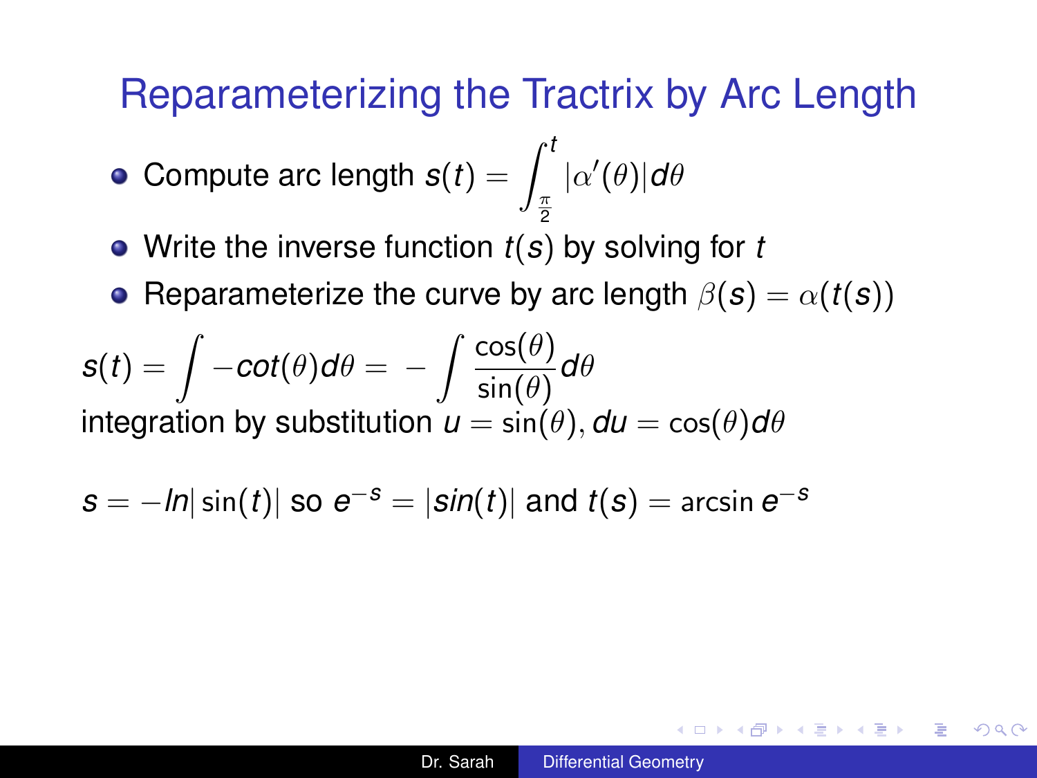# Reparameterizing the Tractrix by Arc Length

- Compute arc length $s(t) = \int_{\frac{\pi}{2}}^{t} |\alpha'(\theta)| d\theta$
- Write the inverse function $t(s)$ by solving for $t$
- Reparameterize the curve by arc length $\beta(s) = \alpha(t(s))$

$$s(t) = \int -cot(\theta) d\theta = -\int \frac{\cos(\theta)}{\sin(\theta)} d\theta$$

integration by substitution $u = \sin(\theta), du = \cos(\theta) d\theta$

$s = -ln|\sin(t)|$ so $e^{-s} = |sin(t)|$ and $t(s) = \arcsin e^{-s}$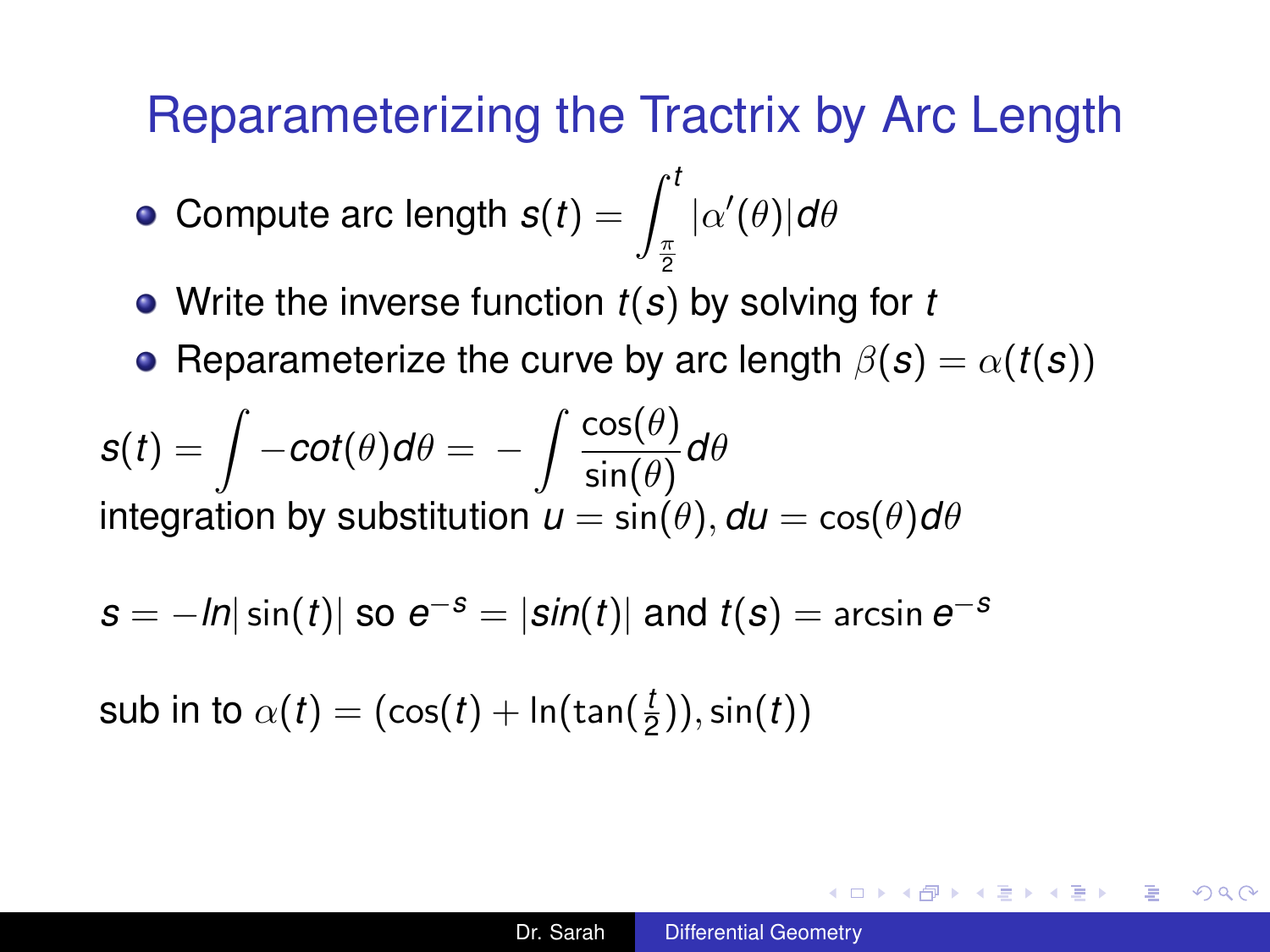# Reparameterizing the Tractrix by Arc Length

- Compute arc length $s(t) = \int_{\frac{\pi}{2}}^{t} |\alpha'(\theta)| d\theta$
- Write the inverse function $t(s)$ by solving for $t$
- Reparameterize the curve by arc length $\beta(s) = \alpha(t(s))$

$$s(t) = \int -cot(\theta) d\theta = -\int \frac{\cos(\theta)}{\sin(\theta)} d\theta$$

integration by substitution $u = \sin(\theta), du = \cos(\theta) d\theta$

$s = -ln|\sin(t)|$ so $e^{-s} = |sin(t)|$ and $t(s) = \arcsin e^{-s}$

sub in to $\alpha(t) = (\cos(t) + \ln(\tan(\frac{t}{2})), \sin(t))$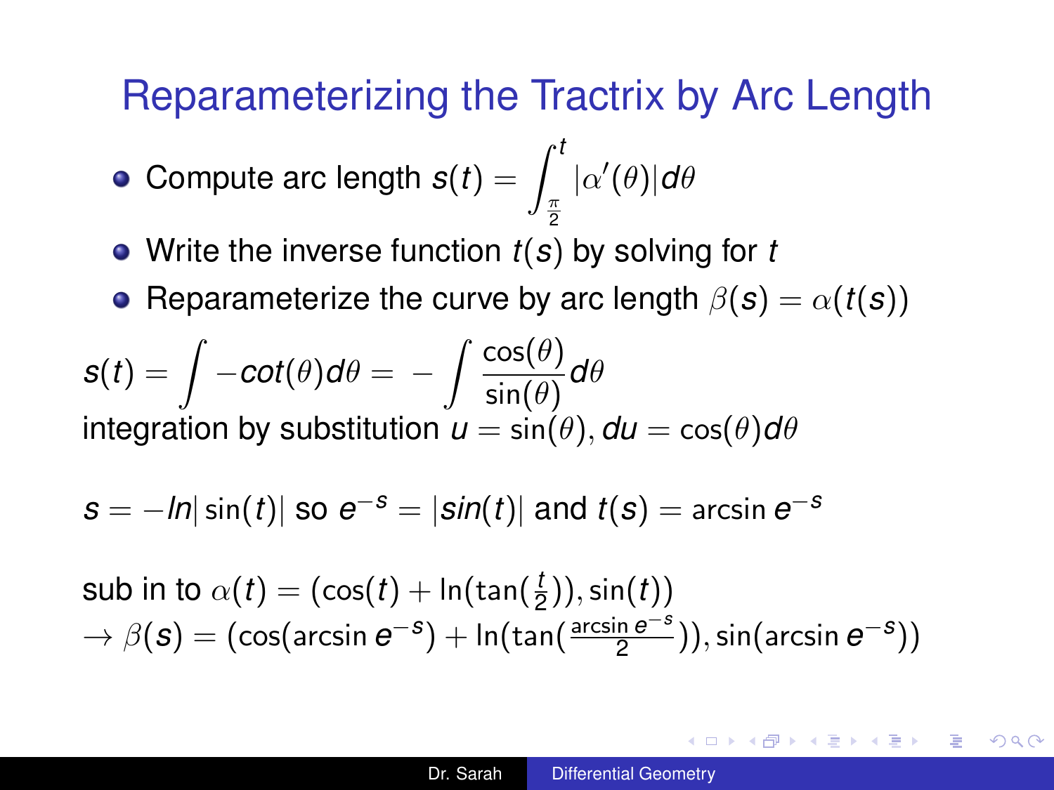# Reparameterizing the Tractrix by Arc Length

- Compute arc length $s(t) = \int_{\frac{\pi}{2}}^{t} |\alpha'(\theta)| d\theta$
- Write the inverse function $t(s)$ by solving for $t$
- Reparameterize the curve by arc length $\beta(s) = \alpha(t(s))$

$s(t) = \int -cot(\theta) d\theta = -\int \frac{\cos(\theta)}{\sin(\theta)} d\theta$
integration by substitution $u = \sin(\theta), du = \cos(\theta) d\theta$

$s = -ln|\sin(t)|$ so $e^{-s} = |sin(t)|$ and $t(s) = \arcsin e^{-s}$

sub in to $\alpha(t) = (\cos(t) + \ln(\tan(\frac{t}{2})), \sin(t))$
$\to \beta(s) = (\cos(\arcsin e^{-s}) + \ln(\tan(\frac{\arcsin e^{-s}}{2})), \sin(\arcsin e^{-s}))$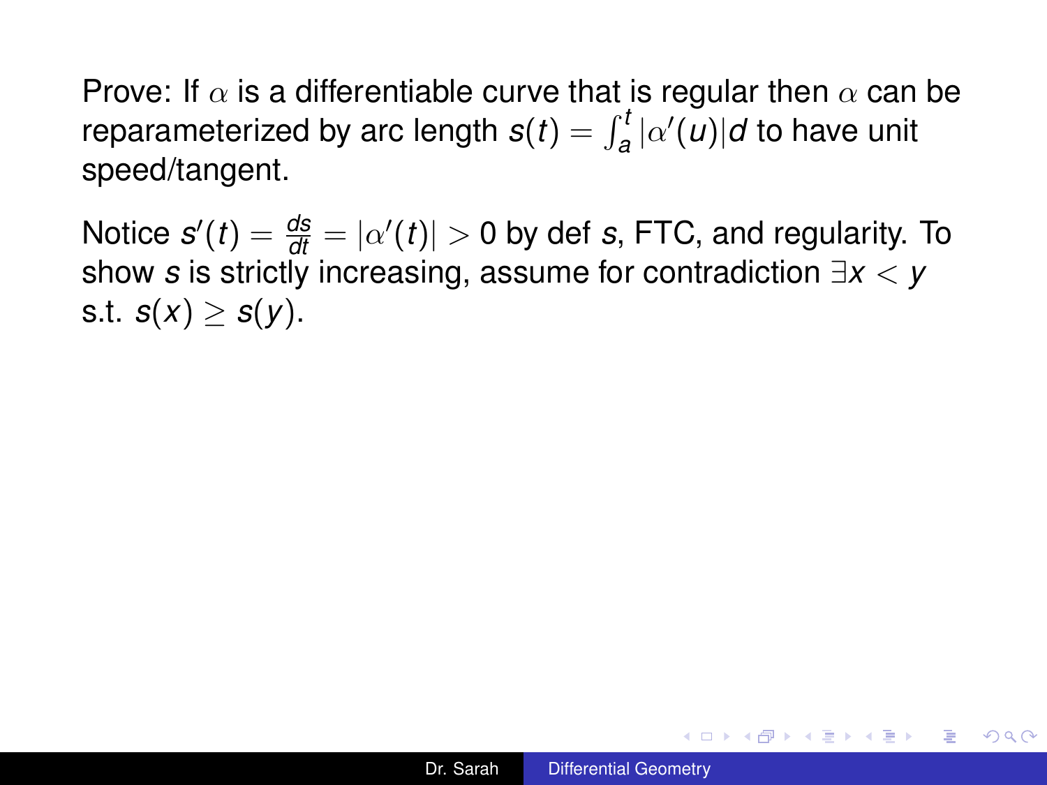Prove: If $\alpha$ is a differentiable curve that is regular then $\alpha$ can be reparameterized by arc length $s(t) = \int_a^t |\alpha'(u)| d$ to have unit speed/tangent.

Notice $s'(t) = \frac{ds}{dt} = |\alpha'(t)| > 0$ by def $s$, FTC, and regularity. To show $s$ is strictly increasing, assume for contradiction $\exists x < y$ s.t. $s(x) \geq s(y)$.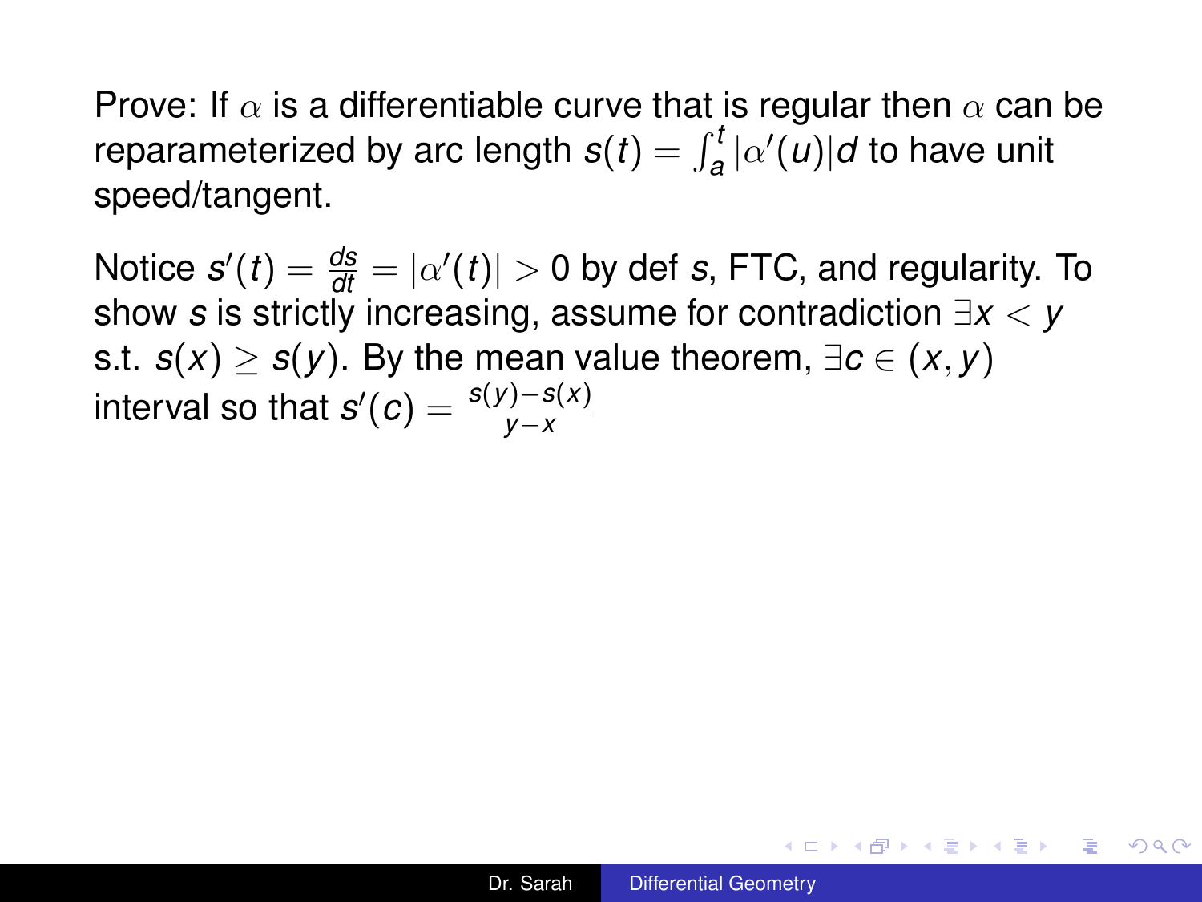Prove: If $\alpha$ is a differentiable curve that is regular then $\alpha$ can be reparameterized by arc length $s(t) = \int_a^t |\alpha'(u)| d$ to have unit speed/tangent.

Notice $s'(t) = \frac{ds}{dt} = |\alpha'(t)| > 0$ by def $s$, FTC, and regularity. To show $s$ is strictly increasing, assume for contradiction $\exists x < y$ s.t. $s(x) \geq s(y)$. By the mean value theorem, $\exists c \in (x, y)$ interval so that $s'(c) = \frac{s(y) - s(x)}{y - x}$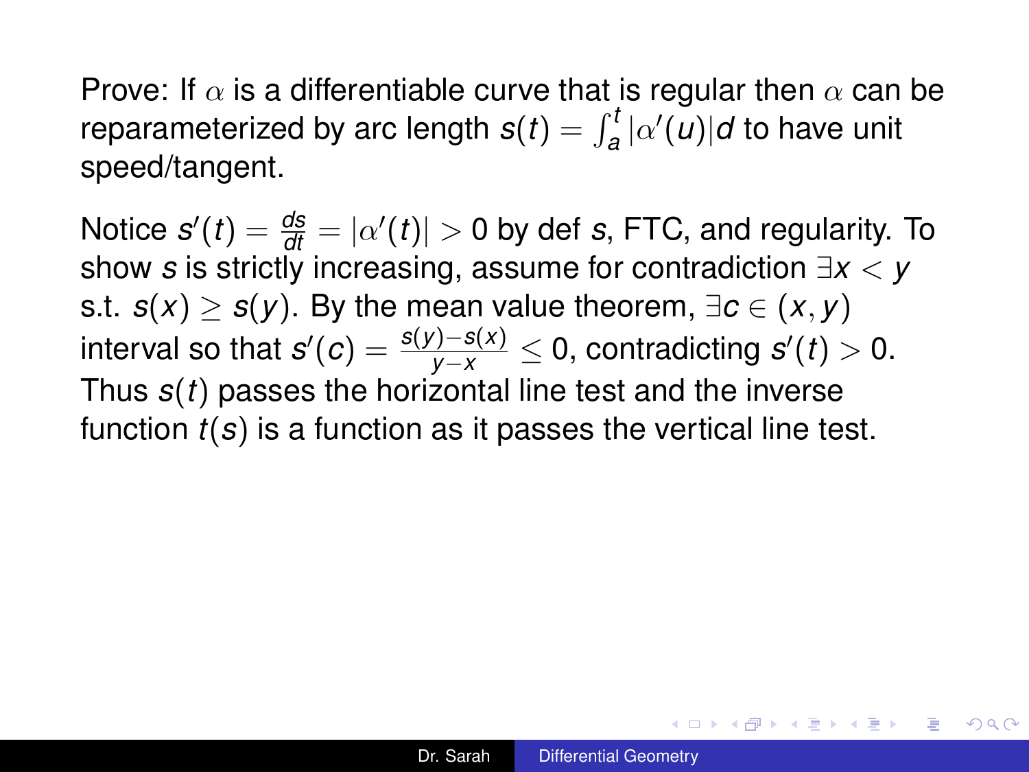Prove: If $\alpha$ is a differentiable curve that is regular then $\alpha$ can be reparameterized by arc length $s(t) = \int_a^t |\alpha'(u)| d$ to have unit speed/tangent.

Notice $s'(t) = \frac{ds}{dt} = |\alpha'(t)| > 0$ by def $s$, FTC, and regularity. To show $s$ is strictly increasing, assume for contradiction $\exists x < y$ s.t. $s(x) \geq s(y)$. By the mean value theorem, $\exists c \in (x, y)$ interval so that $s'(c) = \frac{s(y)-s(x)}{y-x} \leq 0$, contradicting $s'(t) > 0$. Thus $s(t)$ passes the horizontal line test and the inverse function $t(s)$ is a function as it passes the vertical line test.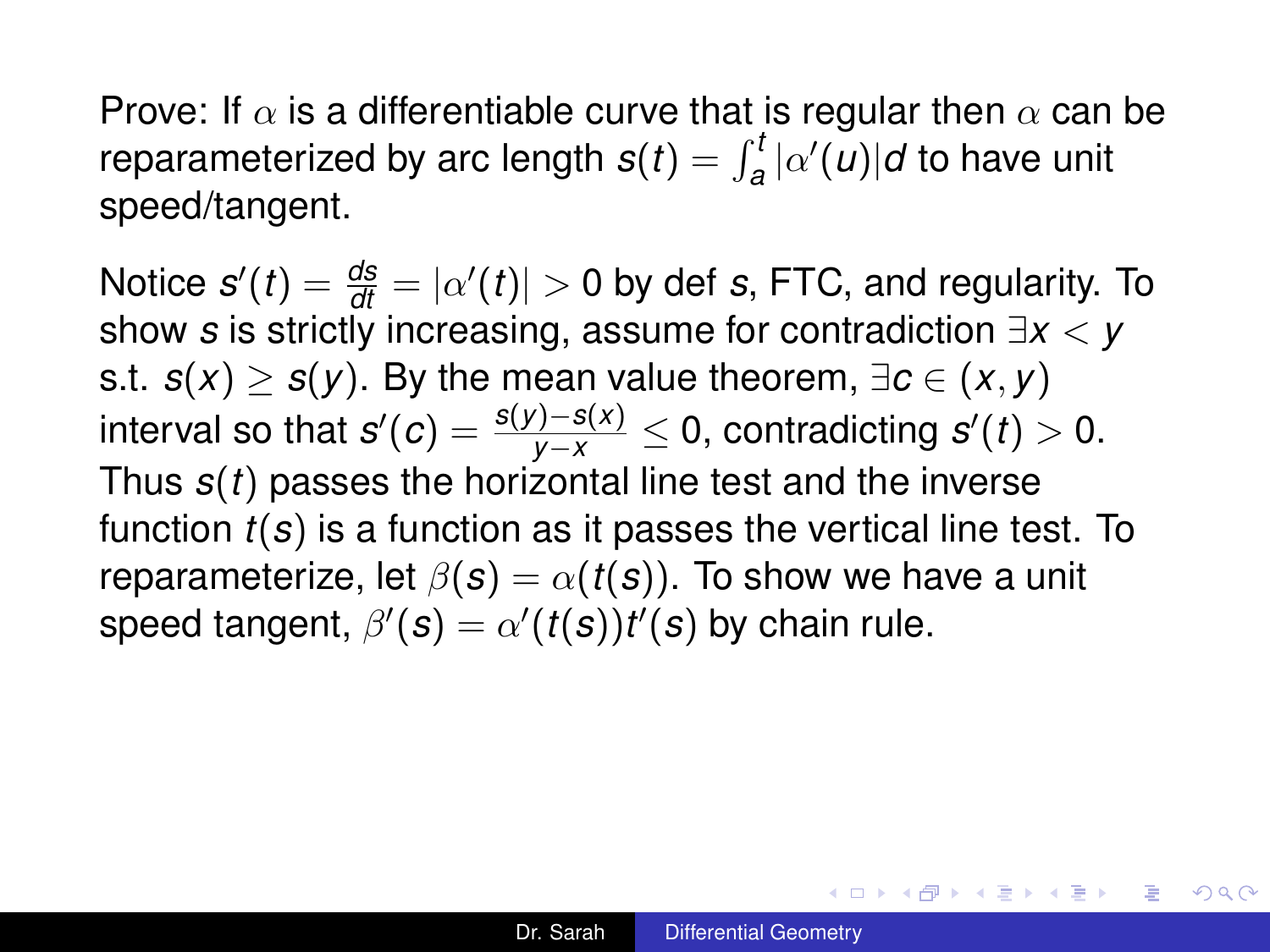Prove: If $\alpha$ is a differentiable curve that is regular then $\alpha$ can be reparameterized by arc length $s(t) = \int_a^t |\alpha'(u)|d$ to have unit speed/tangent.

Notice $s'(t) = \frac{ds}{dt} = |\alpha'(t)| > 0$ by def $s$, FTC, and regularity. To show $s$ is strictly increasing, assume for contradiction $\exists x < y$ s.t. $s(x) \geq s(y)$. By the mean value theorem, $\exists c \in (x, y)$ interval so that $s'(c) = \frac{s(y)-s(x)}{y-x} \leq 0$, contradicting $s'(t) > 0$. Thus $s(t)$ passes the horizontal line test and the inverse function $t(s)$ is a function as it passes the vertical line test. To reparameterize, let $\beta(s) = \alpha(t(s))$. To show we have a unit speed tangent, $\beta'(s) = \alpha'(t(s))t'(s)$ by chain rule.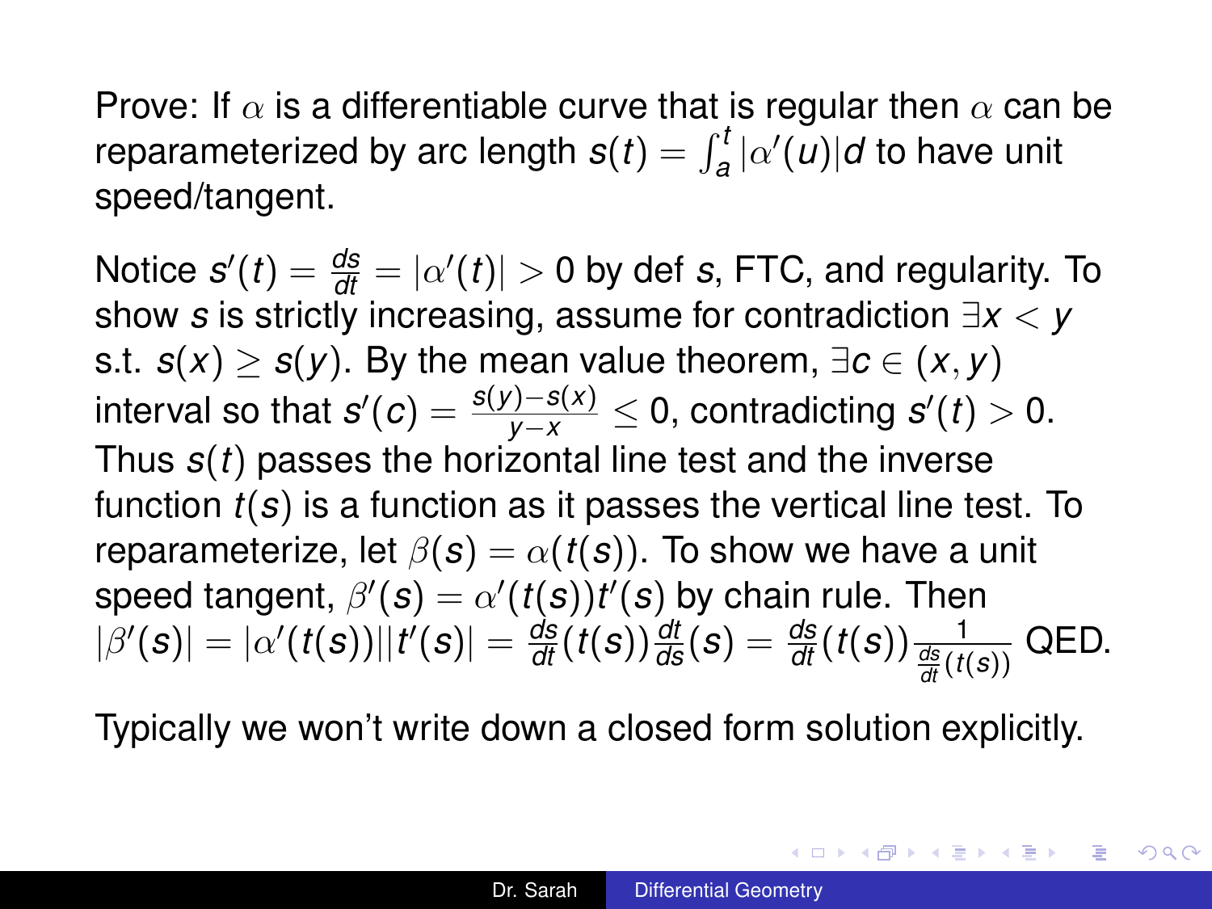Prove: If $\alpha$ is a differentiable curve that is regular then $\alpha$ can be reparameterized by arc length $s(t) = \int_a^t |\alpha'(u)| d$ to have unit speed/tangent.

Notice $s'(t) = \frac{ds}{dt} = |\alpha'(t)| > 0$ by def $s$, FTC, and regularity. To show $s$ is strictly increasing, assume for contradiction $\exists x < y$ s.t. $s(x) \geq s(y)$. By the mean value theorem, $\exists c \in (x, y)$ interval so that $s'(c) = \frac{s(y)-s(x)}{y-x} \leq 0$, contradicting $s'(t) > 0$. Thus $s(t)$ passes the horizontal line test and the inverse function $t(s)$ is a function as it passes the vertical line test. To reparameterize, let $\beta(s) = \alpha(t(s))$. To show we have a unit speed tangent, $\beta'(s) = \alpha'(t(s))t'(s)$ by chain rule. Then $|\beta'(s)| = |\alpha'(t(s))||t'(s)| = \frac{ds}{dt}(t(s))\frac{dt}{ds}(s) = \frac{ds}{dt}(t(s))\frac{1}{\frac{ds}{dt}(t(s))}$ QED.

Typically we won't write down a closed form solution explicitly.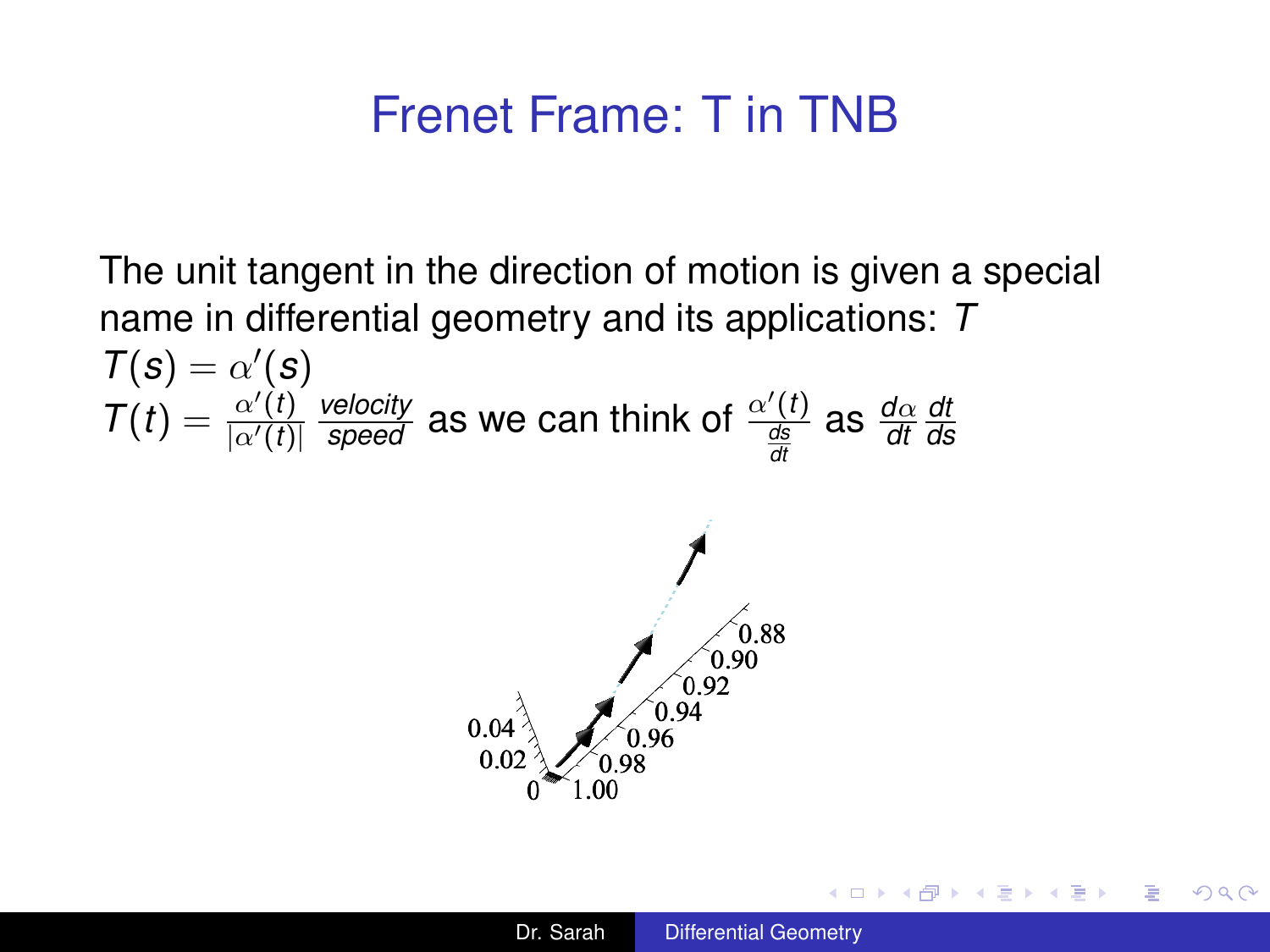# Frenet Frame: T in TNB

The unit tangent in the direction of motion is given a special name in differential geometry and its applications: $T$

$T(s) = \alpha'(s)$

$T(t) = \frac{\alpha'(t)}{|\alpha'(t)|}$ $\frac{\textit{velocity}}{\textit{speed}}$ as we can think of $\frac{\alpha'(t)}{\frac{ds}{dt}}$ as $\frac{d\alpha}{dt}\frac{dt}{ds}$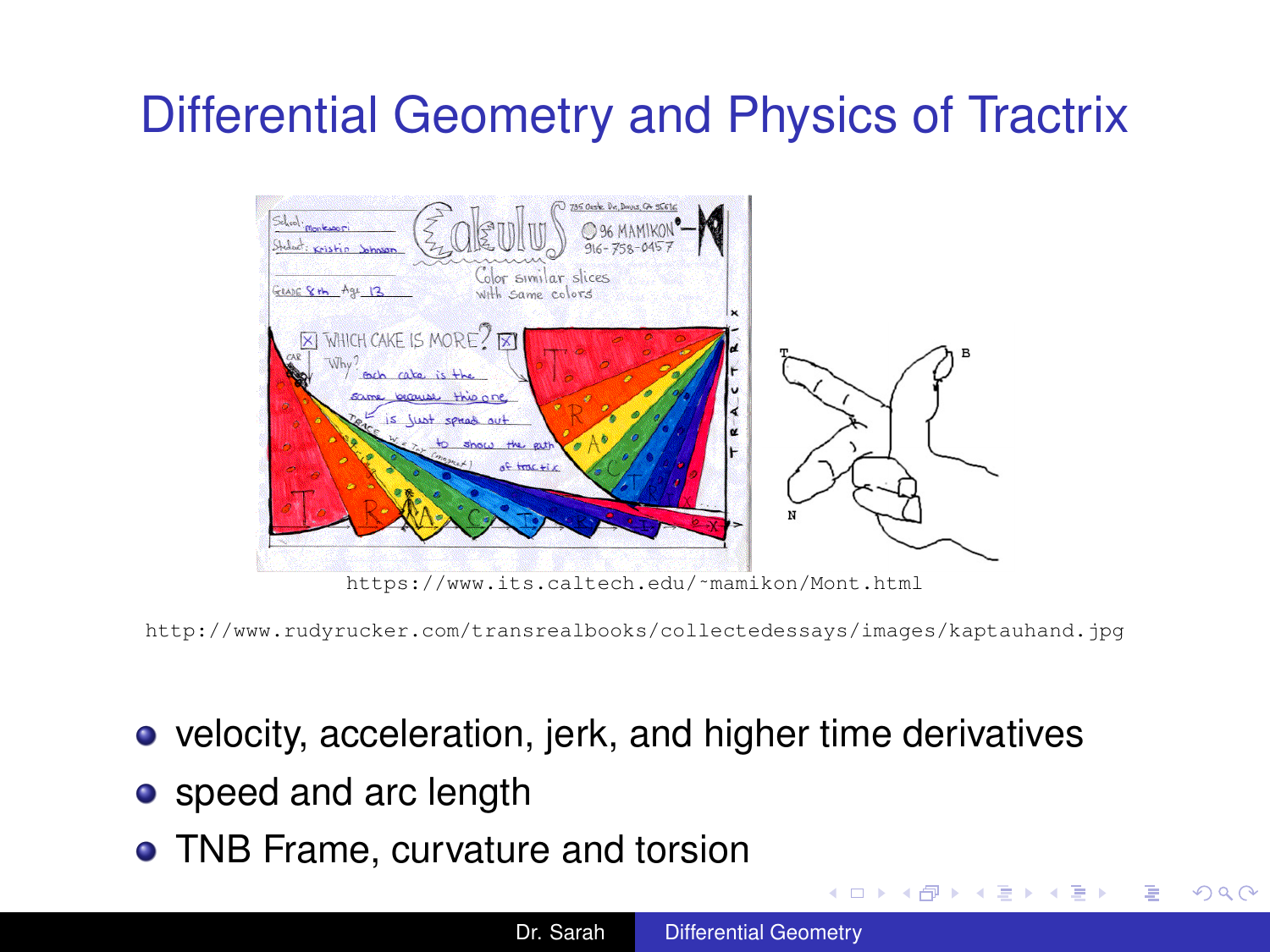# Differential Geometry and Physics of Tractrix

https://www.its.caltech.edu/~mamikon/Mont.html

http://www.rudyrucker.com/transrealbooks/collectedessays/images/kaptauhand.jpg

- velocity, acceleration, jerk, and higher time derivatives
- speed and arc length
- TNB Frame, curvature and torsion